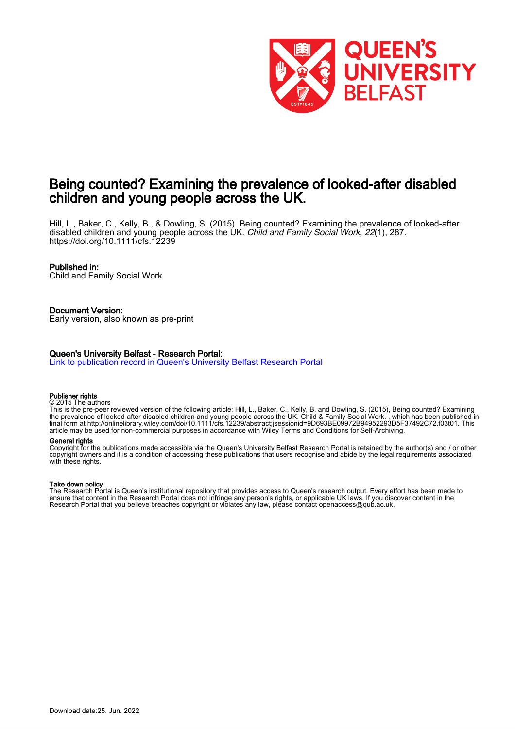# Being counted? Examining the prevalence of looked-after disabled children and young people across the UK.

Hill, L., Baker, C., Kelly, B., & Dowling, S. (2015). Being counted? Examining the prevalence of looked-after disabled children and young people across the UK. *Child and Family Social Work*, *22*(1), 287. https://doi.org/10.1111/cfs.12239

**Published in:**
Child and Family Social Work

**Document Version:**
Early version, also known as pre-print

**Queen's University Belfast - Research Portal:**
Link to publication record in Queen's University Belfast Research Portal

**Publisher rights**
© 2015 The authors
This is the pre-peer reviewed version of the following article: Hill, L., Baker, C., Kelly, B. and Dowling, S. (2015), Being counted? Examining the prevalence of looked-after disabled children and young people across the UK. Child & Family Social Work. , which has been published in final form at http://onlinelibrary.wiley.com/doi/10.1111/cfs.12239/abstract;jsessionid=9D693BE09972B94952293D5F37492C72.f03t01. This article may be used for non-commercial purposes in accordance with Wiley Terms and Conditions for Self-Archiving.

**General rights**
Copyright for the publications made accessible via the Queen's University Belfast Research Portal is retained by the author(s) and / or other copyright owners and it is a condition of accessing these publications that users recognise and abide by the legal requirements associated with these rights.

**Take down policy**
The Research Portal is Queen's institutional repository that provides access to Queen's research output. Every effort has been made to ensure that content in the Research Portal does not infringe any person's rights, or applicable UK laws. If you discover content in the Research Portal that you believe breaches copyright or violates any law, please contact openaccess@qub.ac.uk.

Download date:25. Jun. 2022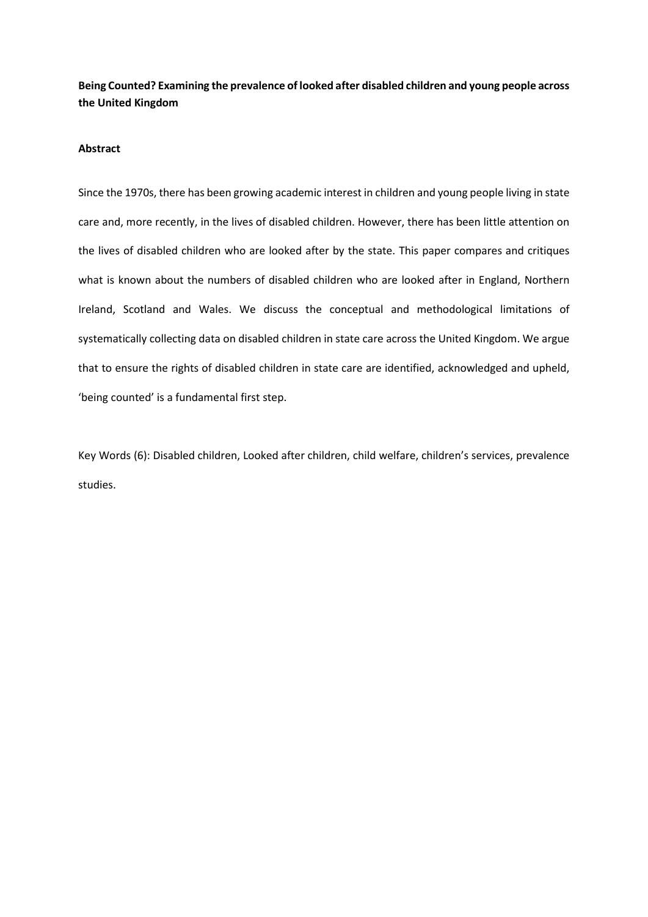**Being Counted? Examining the prevalence of looked after disabled children and young people across the United Kingdom**

**Abstract**

Since the 1970s, there has been growing academic interest in children and young people living in state care and, more recently, in the lives of disabled children. However, there has been little attention on the lives of disabled children who are looked after by the state. This paper compares and critiques what is known about the numbers of disabled children who are looked after in England, Northern Ireland, Scotland and Wales. We discuss the conceptual and methodological limitations of systematically collecting data on disabled children in state care across the United Kingdom. We argue that to ensure the rights of disabled children in state care are identified, acknowledged and upheld, 'being counted' is a fundamental first step.

Key Words (6): Disabled children, Looked after children, child welfare, children's services, prevalence studies.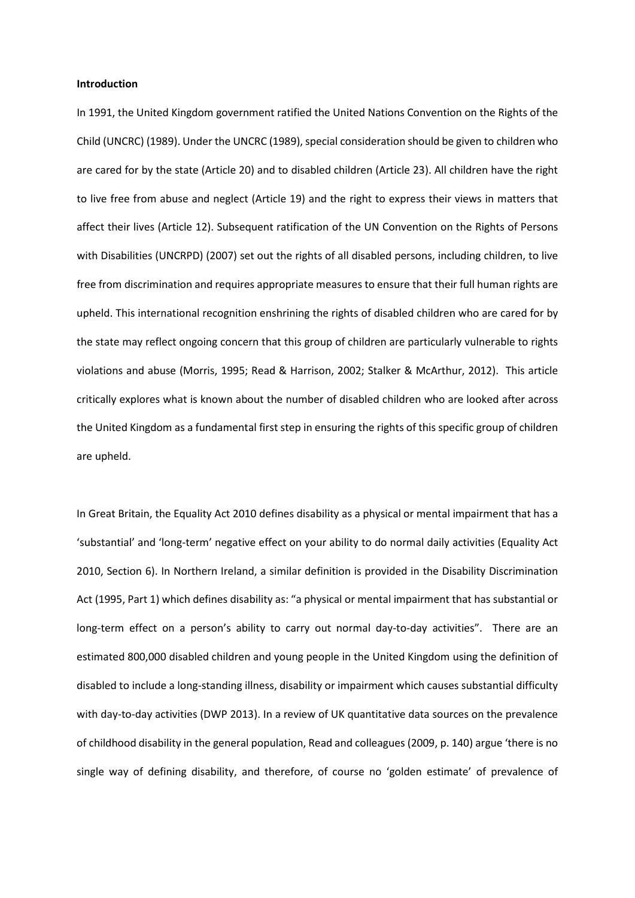**Introduction**

In 1991, the United Kingdom government ratified the United Nations Convention on the Rights of the Child (UNCRC) (1989). Under the UNCRC (1989), special consideration should be given to children who are cared for by the state (Article 20) and to disabled children (Article 23). All children have the right to live free from abuse and neglect (Article 19) and the right to express their views in matters that affect their lives (Article 12). Subsequent ratification of the UN Convention on the Rights of Persons with Disabilities (UNCRPD) (2007) set out the rights of all disabled persons, including children, to live free from discrimination and requires appropriate measures to ensure that their full human rights are upheld. This international recognition enshrining the rights of disabled children who are cared for by the state may reflect ongoing concern that this group of children are particularly vulnerable to rights violations and abuse (Morris, 1995; Read & Harrison, 2002; Stalker & McArthur, 2012). This article critically explores what is known about the number of disabled children who are looked after across the United Kingdom as a fundamental first step in ensuring the rights of this specific group of children are upheld.

In Great Britain, the Equality Act 2010 defines disability as a physical or mental impairment that has a 'substantial' and 'long-term' negative effect on your ability to do normal daily activities (Equality Act 2010, Section 6). In Northern Ireland, a similar definition is provided in the Disability Discrimination Act (1995, Part 1) which defines disability as: "a physical or mental impairment that has substantial or long-term effect on a person's ability to carry out normal day-to-day activities". There are an estimated 800,000 disabled children and young people in the United Kingdom using the definition of disabled to include a long-standing illness, disability or impairment which causes substantial difficulty with day-to-day activities (DWP 2013). In a review of UK quantitative data sources on the prevalence of childhood disability in the general population, Read and colleagues (2009, p. 140) argue 'there is no single way of defining disability, and therefore, of course no 'golden estimate' of prevalence of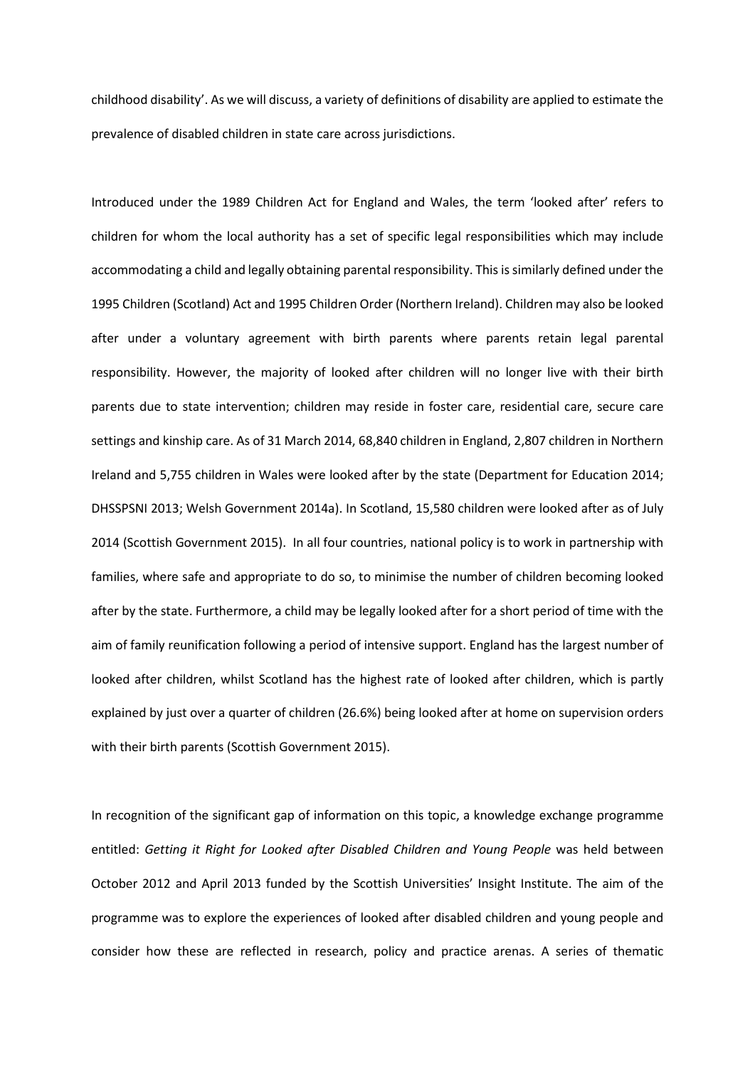childhood disability'. As we will discuss, a variety of definitions of disability are applied to estimate the prevalence of disabled children in state care across jurisdictions.

Introduced under the 1989 Children Act for England and Wales, the term 'looked after' refers to children for whom the local authority has a set of specific legal responsibilities which may include accommodating a child and legally obtaining parental responsibility. This is similarly defined under the 1995 Children (Scotland) Act and 1995 Children Order (Northern Ireland). Children may also be looked after under a voluntary agreement with birth parents where parents retain legal parental responsibility. However, the majority of looked after children will no longer live with their birth parents due to state intervention; children may reside in foster care, residential care, secure care settings and kinship care. As of 31 March 2014, 68,840 children in England, 2,807 children in Northern Ireland and 5,755 children in Wales were looked after by the state (Department for Education 2014; DHSSPSNI 2013; Welsh Government 2014a). In Scotland, 15,580 children were looked after as of July 2014 (Scottish Government 2015). In all four countries, national policy is to work in partnership with families, where safe and appropriate to do so, to minimise the number of children becoming looked after by the state. Furthermore, a child may be legally looked after for a short period of time with the aim of family reunification following a period of intensive support. England has the largest number of looked after children, whilst Scotland has the highest rate of looked after children, which is partly explained by just over a quarter of children (26.6%) being looked after at home on supervision orders with their birth parents (Scottish Government 2015).

In recognition of the significant gap of information on this topic, a knowledge exchange programme entitled: *Getting it Right for Looked after Disabled Children and Young People* was held between October 2012 and April 2013 funded by the Scottish Universities' Insight Institute. The aim of the programme was to explore the experiences of looked after disabled children and young people and consider how these are reflected in research, policy and practice arenas. A series of thematic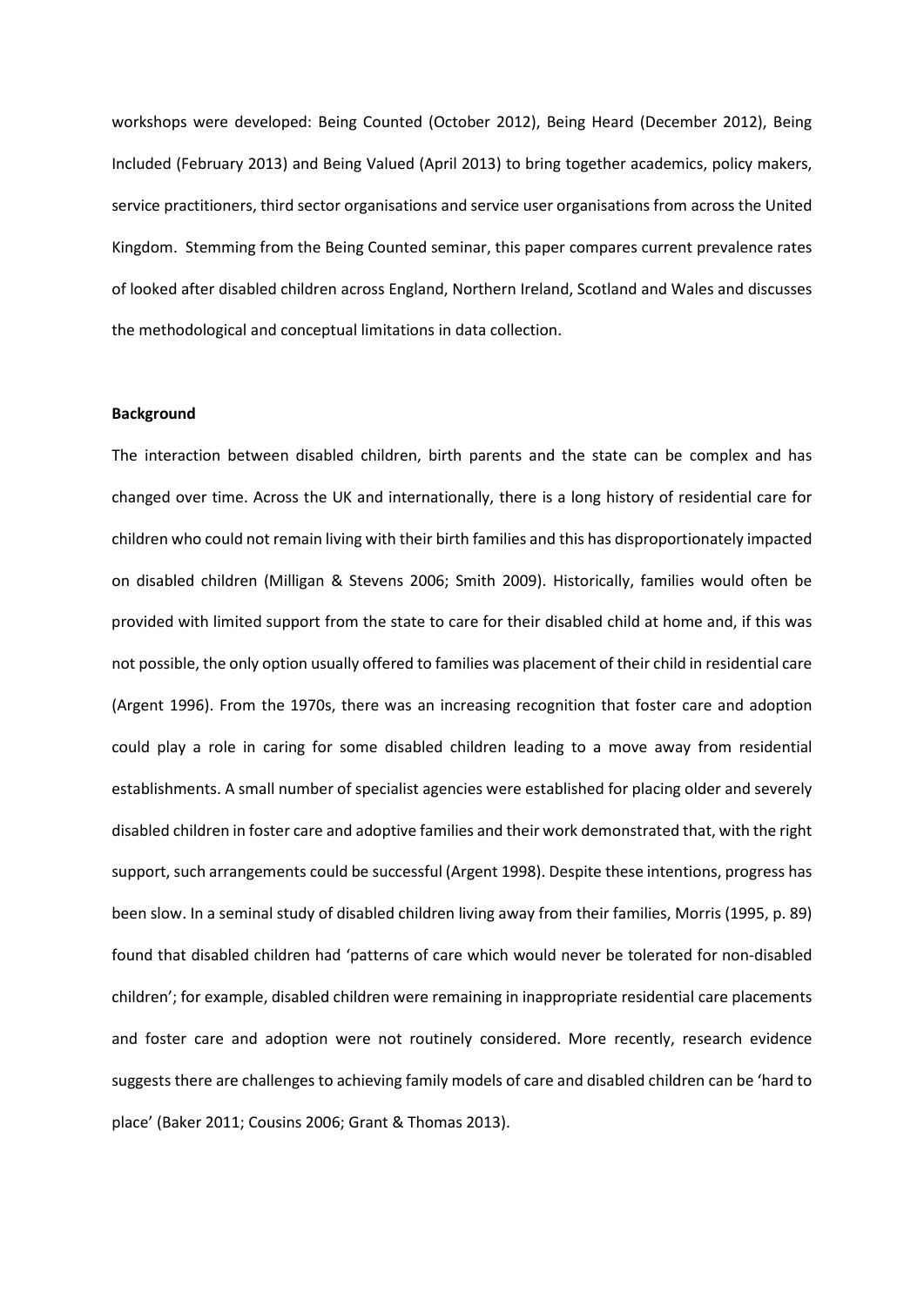workshops were developed: Being Counted (October 2012), Being Heard (December 2012), Being Included (February 2013) and Being Valued (April 2013) to bring together academics, policy makers, service practitioners, third sector organisations and service user organisations from across the United Kingdom. Stemming from the Being Counted seminar, this paper compares current prevalence rates of looked after disabled children across England, Northern Ireland, Scotland and Wales and discusses the methodological and conceptual limitations in data collection.

**Background**

The interaction between disabled children, birth parents and the state can be complex and has changed over time. Across the UK and internationally, there is a long history of residential care for children who could not remain living with their birth families and this has disproportionately impacted on disabled children (Milligan & Stevens 2006; Smith 2009). Historically, families would often be provided with limited support from the state to care for their disabled child at home and, if this was not possible, the only option usually offered to families was placement of their child in residential care (Argent 1996). From the 1970s, there was an increasing recognition that foster care and adoption could play a role in caring for some disabled children leading to a move away from residential establishments. A small number of specialist agencies were established for placing older and severely disabled children in foster care and adoptive families and their work demonstrated that, with the right support, such arrangements could be successful (Argent 1998). Despite these intentions, progress has been slow. In a seminal study of disabled children living away from their families, Morris (1995, p. 89) found that disabled children had 'patterns of care which would never be tolerated for non-disabled children'; for example, disabled children were remaining in inappropriate residential care placements and foster care and adoption were not routinely considered. More recently, research evidence suggests there are challenges to achieving family models of care and disabled children can be 'hard to place' (Baker 2011; Cousins 2006; Grant & Thomas 2013).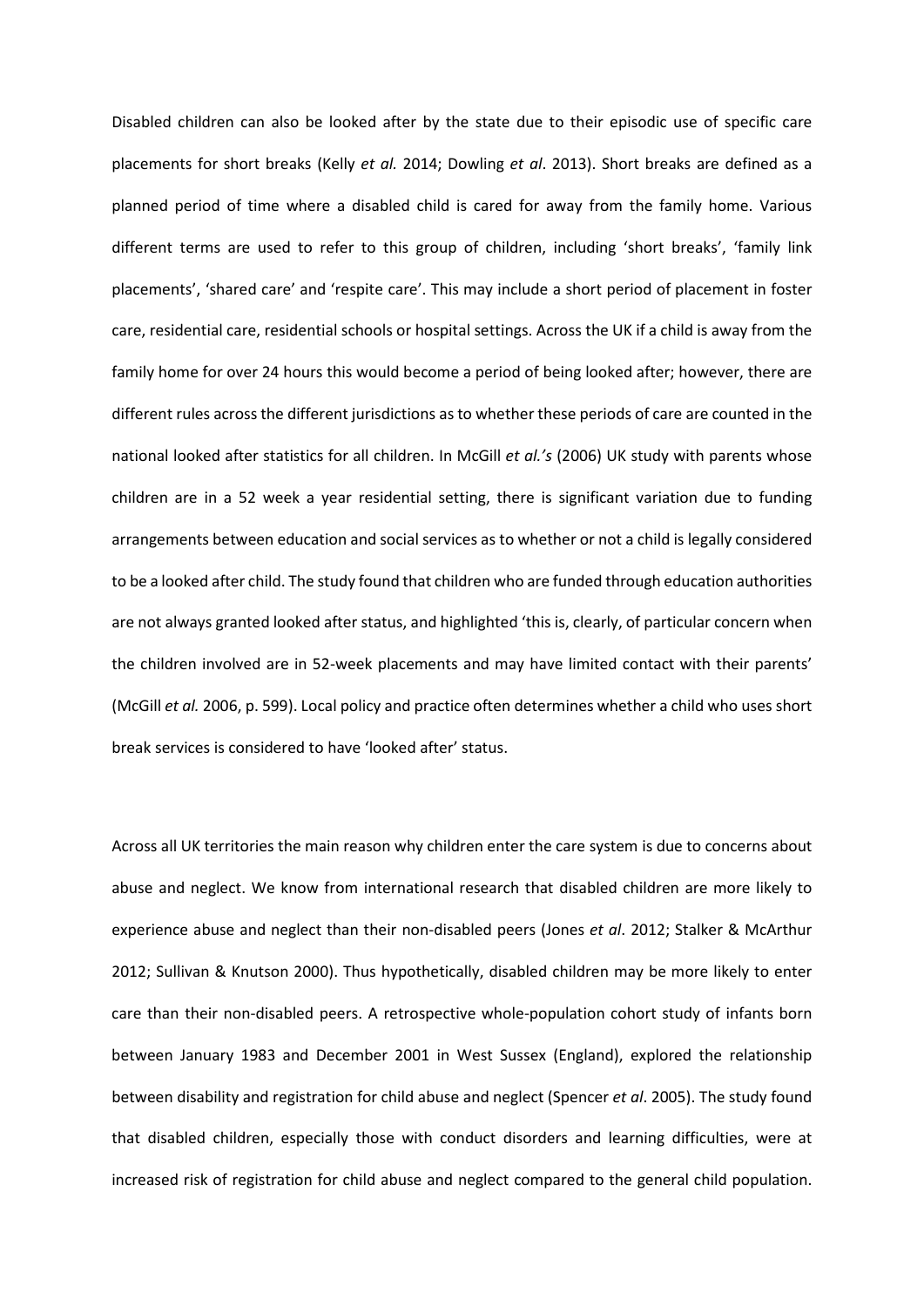Disabled children can also be looked after by the state due to their episodic use of specific care placements for short breaks (Kelly *et al.* 2014; Dowling *et al*. 2013). Short breaks are defined as a planned period of time where a disabled child is cared for away from the family home. Various different terms are used to refer to this group of children, including 'short breaks', 'family link placements', 'shared care' and 'respite care'. This may include a short period of placement in foster care, residential care, residential schools or hospital settings. Across the UK if a child is away from the family home for over 24 hours this would become a period of being looked after; however, there are different rules across the different jurisdictions as to whether these periods of care are counted in the national looked after statistics for all children. In McGill *et al.'s* (2006) UK study with parents whose children are in a 52 week a year residential setting, there is significant variation due to funding arrangements between education and social services as to whether or not a child is legally considered to be a looked after child. The study found that children who are funded through education authorities are not always granted looked after status, and highlighted 'this is, clearly, of particular concern when the children involved are in 52-week placements and may have limited contact with their parents' (McGill *et al.* 2006, p. 599). Local policy and practice often determines whether a child who uses short break services is considered to have 'looked after' status.

Across all UK territories the main reason why children enter the care system is due to concerns about abuse and neglect. We know from international research that disabled children are more likely to experience abuse and neglect than their non-disabled peers (Jones *et al*. 2012; Stalker & McArthur 2012; Sullivan & Knutson 2000). Thus hypothetically, disabled children may be more likely to enter care than their non-disabled peers. A retrospective whole-population cohort study of infants born between January 1983 and December 2001 in West Sussex (England), explored the relationship between disability and registration for child abuse and neglect (Spencer *et al*. 2005). The study found that disabled children, especially those with conduct disorders and learning difficulties, were at increased risk of registration for child abuse and neglect compared to the general child population.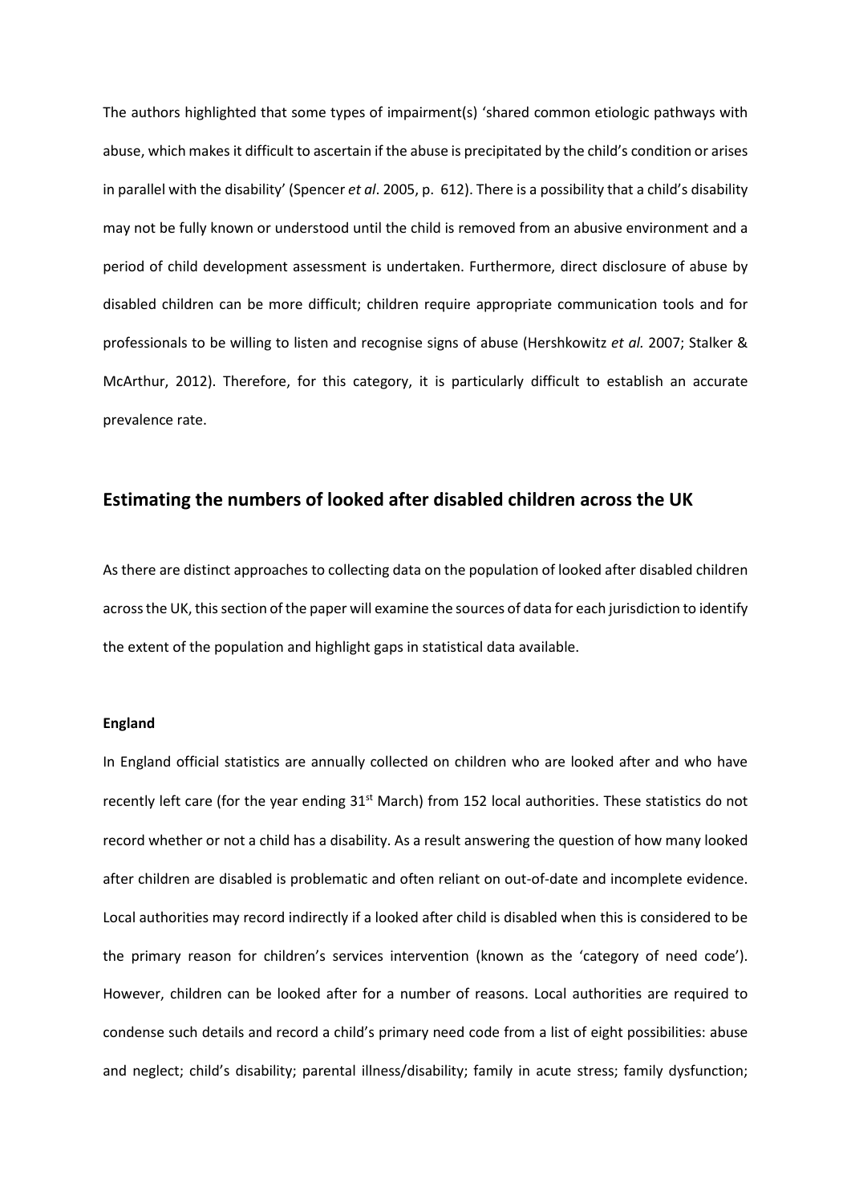The authors highlighted that some types of impairment(s) 'shared common etiologic pathways with abuse, which makes it difficult to ascertain if the abuse is precipitated by the child's condition or arises in parallel with the disability' (Spencer *et al*. 2005, p. 612). There is a possibility that a child's disability may not be fully known or understood until the child is removed from an abusive environment and a period of child development assessment is undertaken. Furthermore, direct disclosure of abuse by disabled children can be more difficult; children require appropriate communication tools and for professionals to be willing to listen and recognise signs of abuse (Hershkowitz *et al.* 2007; Stalker & McArthur, 2012). Therefore, for this category, it is particularly difficult to establish an accurate prevalence rate.

## Estimating the numbers of looked after disabled children across the UK

As there are distinct approaches to collecting data on the population of looked after disabled children across the UK, this section of the paper will examine the sources of data for each jurisdiction to identify the extent of the population and highlight gaps in statistical data available.

**England**

In England official statistics are annually collected on children who are looked after and who have recently left care (for the year ending 31st March) from 152 local authorities. These statistics do not record whether or not a child has a disability. As a result answering the question of how many looked after children are disabled is problematic and often reliant on out-of-date and incomplete evidence. Local authorities may record indirectly if a looked after child is disabled when this is considered to be the primary reason for children's services intervention (known as the 'category of need code'). However, children can be looked after for a number of reasons. Local authorities are required to condense such details and record a child's primary need code from a list of eight possibilities: abuse and neglect; child's disability; parental illness/disability; family in acute stress; family dysfunction;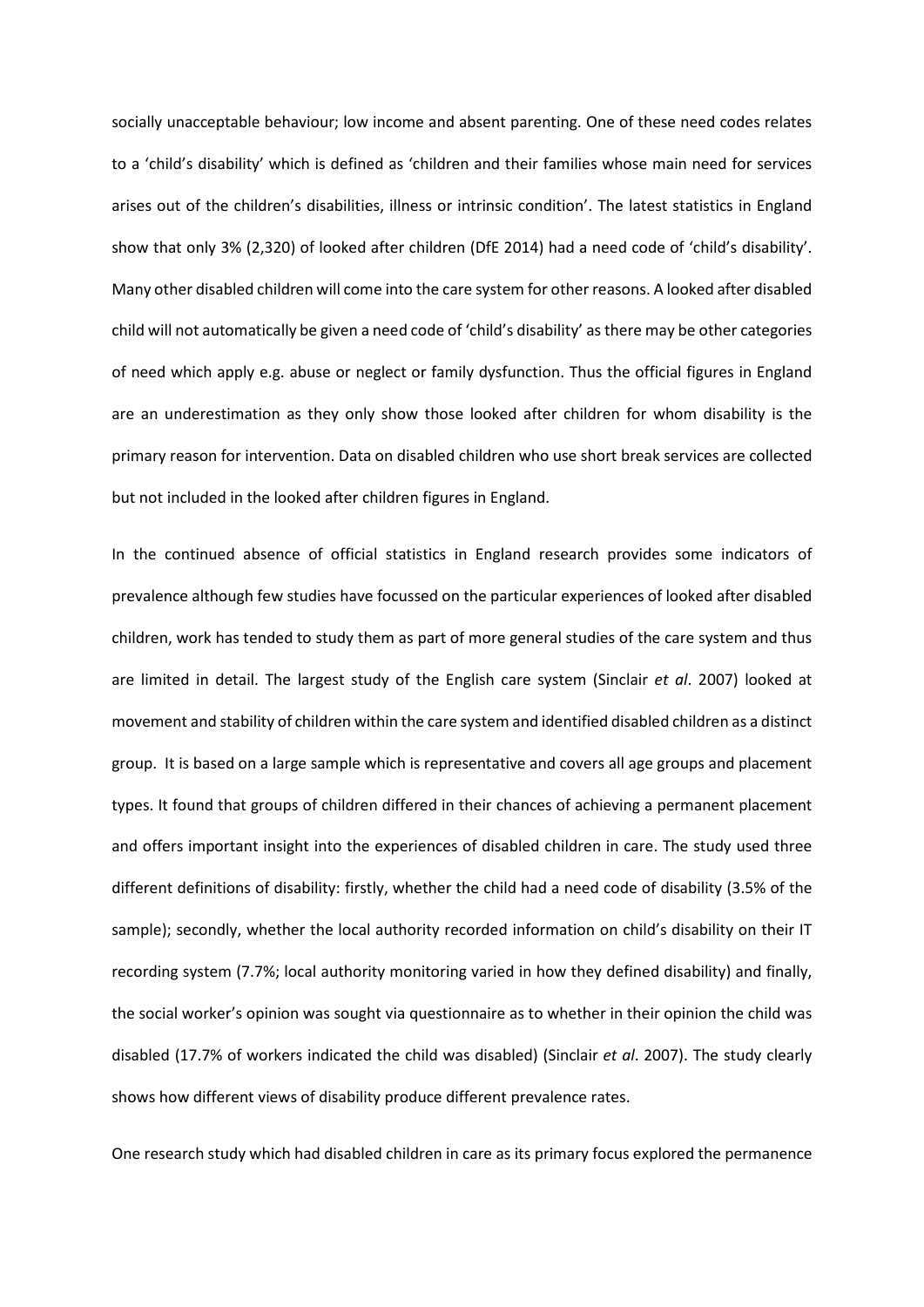socially unacceptable behaviour; low income and absent parenting. One of these need codes relates to a 'child's disability' which is defined as 'children and their families whose main need for services arises out of the children's disabilities, illness or intrinsic condition'. The latest statistics in England show that only 3% (2,320) of looked after children (DfE 2014) had a need code of 'child's disability'. Many other disabled children will come into the care system for other reasons. A looked after disabled child will not automatically be given a need code of 'child's disability' as there may be other categories of need which apply e.g. abuse or neglect or family dysfunction. Thus the official figures in England are an underestimation as they only show those looked after children for whom disability is the primary reason for intervention. Data on disabled children who use short break services are collected but not included in the looked after children figures in England.

In the continued absence of official statistics in England research provides some indicators of prevalence although few studies have focussed on the particular experiences of looked after disabled children, work has tended to study them as part of more general studies of the care system and thus are limited in detail. The largest study of the English care system (Sinclair *et al*. 2007) looked at movement and stability of children within the care system and identified disabled children as a distinct group. It is based on a large sample which is representative and covers all age groups and placement types. It found that groups of children differed in their chances of achieving a permanent placement and offers important insight into the experiences of disabled children in care. The study used three different definitions of disability: firstly, whether the child had a need code of disability (3.5% of the sample); secondly, whether the local authority recorded information on child's disability on their IT recording system (7.7%; local authority monitoring varied in how they defined disability) and finally, the social worker's opinion was sought via questionnaire as to whether in their opinion the child was disabled (17.7% of workers indicated the child was disabled) (Sinclair *et al*. 2007). The study clearly shows how different views of disability produce different prevalence rates.

One research study which had disabled children in care as its primary focus explored the permanence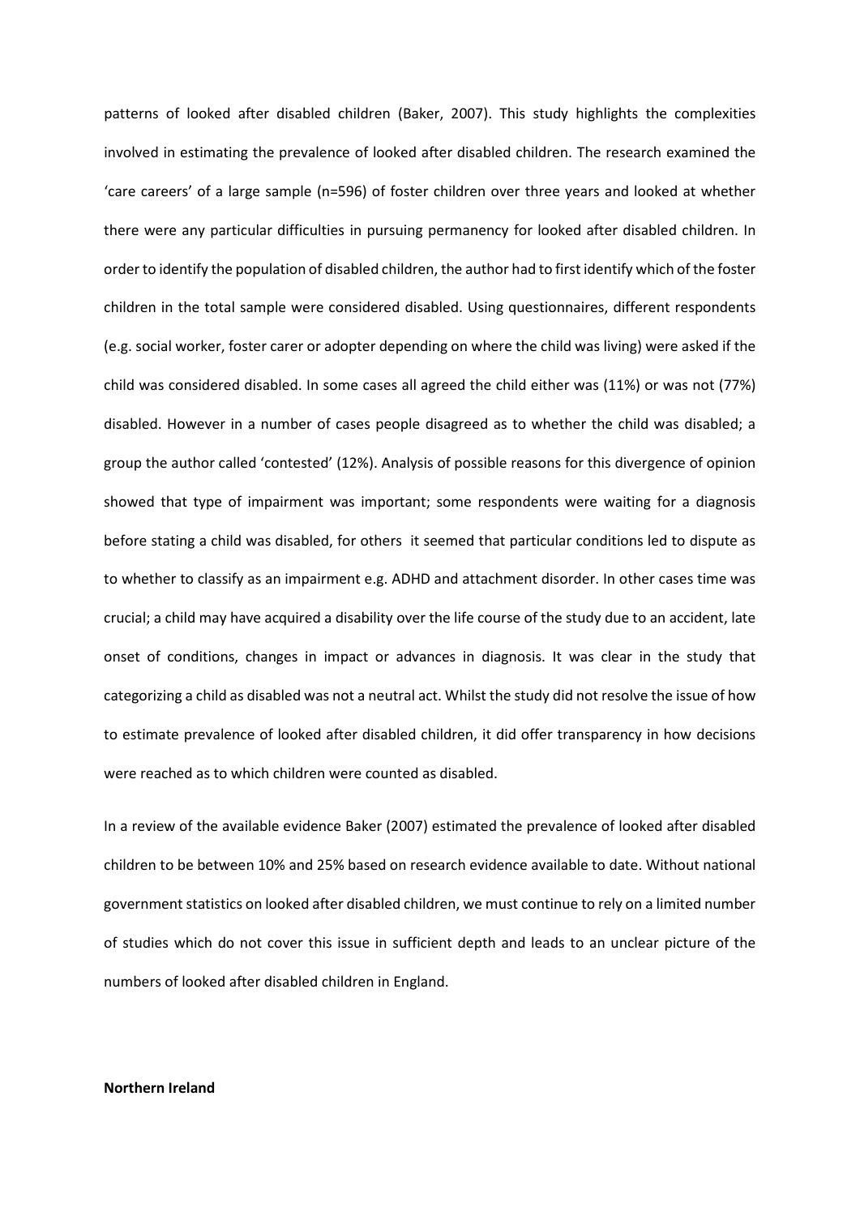patterns of looked after disabled children (Baker, 2007). This study highlights the complexities involved in estimating the prevalence of looked after disabled children. The research examined the 'care careers' of a large sample (n=596) of foster children over three years and looked at whether there were any particular difficulties in pursuing permanency for looked after disabled children. In order to identify the population of disabled children, the author had to first identify which of the foster children in the total sample were considered disabled. Using questionnaires, different respondents (e.g. social worker, foster carer or adopter depending on where the child was living) were asked if the child was considered disabled. In some cases all agreed the child either was (11%) or was not (77%) disabled. However in a number of cases people disagreed as to whether the child was disabled; a group the author called 'contested' (12%). Analysis of possible reasons for this divergence of opinion showed that type of impairment was important; some respondents were waiting for a diagnosis before stating a child was disabled, for others it seemed that particular conditions led to dispute as to whether to classify as an impairment e.g. ADHD and attachment disorder. In other cases time was crucial; a child may have acquired a disability over the life course of the study due to an accident, late onset of conditions, changes in impact or advances in diagnosis. It was clear in the study that categorizing a child as disabled was not a neutral act. Whilst the study did not resolve the issue of how to estimate prevalence of looked after disabled children, it did offer transparency in how decisions were reached as to which children were counted as disabled.

In a review of the available evidence Baker (2007) estimated the prevalence of looked after disabled children to be between 10% and 25% based on research evidence available to date. Without national government statistics on looked after disabled children, we must continue to rely on a limited number of studies which do not cover this issue in sufficient depth and leads to an unclear picture of the numbers of looked after disabled children in England.

**Northern Ireland**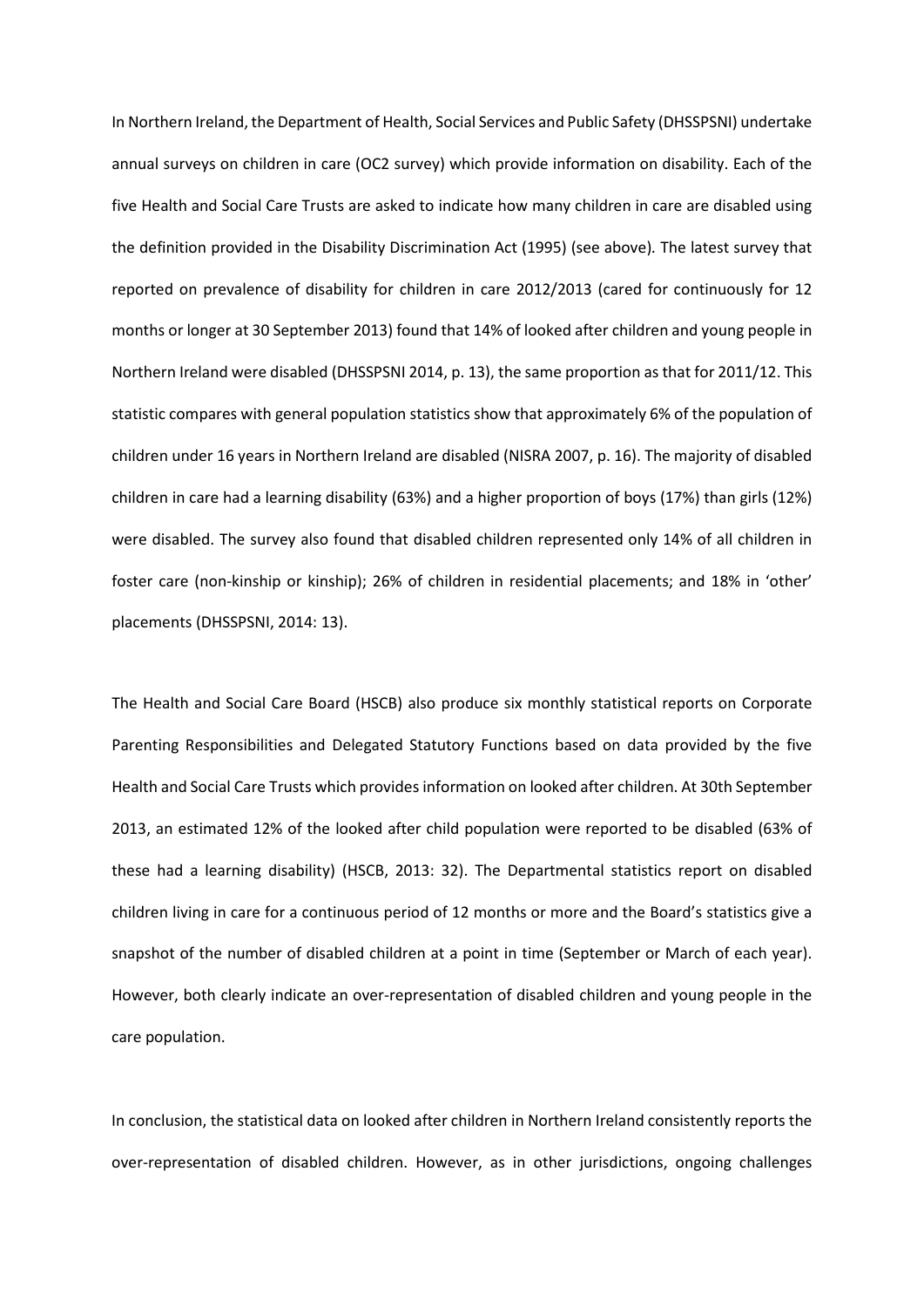In Northern Ireland, the Department of Health, Social Services and Public Safety (DHSSPSNI) undertake annual surveys on children in care (OC2 survey) which provide information on disability. Each of the five Health and Social Care Trusts are asked to indicate how many children in care are disabled using the definition provided in the Disability Discrimination Act (1995) (see above)*.* The latest survey that reported on prevalence of disability for children in care 2012/2013 (cared for continuously for 12 months or longer at 30 September 2013) found that 14% of looked after children and young people in Northern Ireland were disabled (DHSSPSNI 2014, p. 13), the same proportion as that for 2011/12. This statistic compares with general population statistics show that approximately 6% of the population of children under 16 years in Northern Ireland are disabled (NISRA 2007, p. 16). The majority of disabled children in care had a learning disability (63%) and a higher proportion of boys (17%) than girls (12%) were disabled. The survey also found that disabled children represented only 14% of all children in foster care (non-kinship or kinship); 26% of children in residential placements; and 18% in 'other' placements (DHSSPSNI, 2014: 13).

The Health and Social Care Board (HSCB) also produce six monthly statistical reports on Corporate Parenting Responsibilities and Delegated Statutory Functions based on data provided by the five Health and Social Care Trusts which provides information on looked after children. At 30th September 2013, an estimated 12% of the looked after child population were reported to be disabled (63% of these had a learning disability) (HSCB, 2013: 32). The Departmental statistics report on disabled children living in care for a continuous period of 12 months or more and the Board's statistics give a snapshot of the number of disabled children at a point in time (September or March of each year). However, both clearly indicate an over-representation of disabled children and young people in the care population.

In conclusion, the statistical data on looked after children in Northern Ireland consistently reports the over-representation of disabled children. However, as in other jurisdictions, ongoing challenges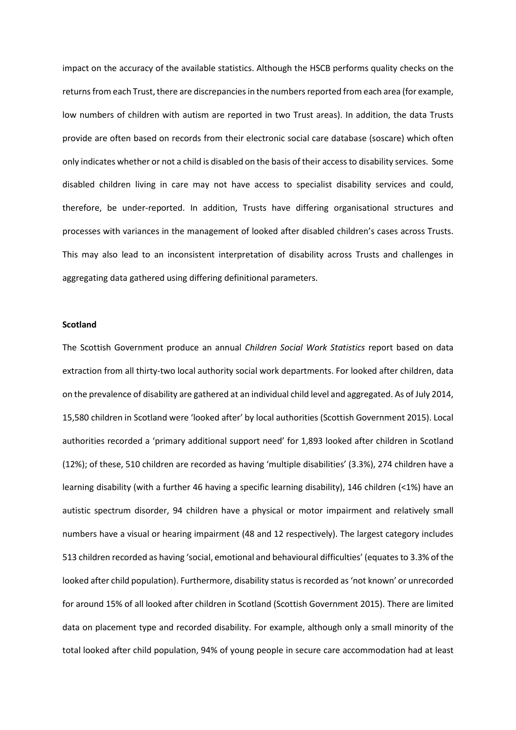impact on the accuracy of the available statistics. Although the HSCB performs quality checks on the returns from each Trust, there are discrepancies in the numbers reported from each area (for example, low numbers of children with autism are reported in two Trust areas). In addition, the data Trusts provide are often based on records from their electronic social care database (soscare) which often only indicates whether or not a child is disabled on the basis of their access to disability services. Some disabled children living in care may not have access to specialist disability services and could, therefore, be under-reported. In addition, Trusts have differing organisational structures and processes with variances in the management of looked after disabled children's cases across Trusts. This may also lead to an inconsistent interpretation of disability across Trusts and challenges in aggregating data gathered using differing definitional parameters.

**Scotland**

The Scottish Government produce an annual *Children Social Work Statistics* report based on data extraction from all thirty-two local authority social work departments. For looked after children, data on the prevalence of disability are gathered at an individual child level and aggregated. As of July 2014, 15,580 children in Scotland were 'looked after' by local authorities (Scottish Government 2015). Local authorities recorded a 'primary additional support need' for 1,893 looked after children in Scotland (12%); of these, 510 children are recorded as having 'multiple disabilities' (3.3%), 274 children have a learning disability (with a further 46 having a specific learning disability), 146 children (<1%) have an autistic spectrum disorder, 94 children have a physical or motor impairment and relatively small numbers have a visual or hearing impairment (48 and 12 respectively). The largest category includes 513 children recorded as having 'social, emotional and behavioural difficulties' (equates to 3.3% of the looked after child population). Furthermore, disability status is recorded as 'not known' or unrecorded for around 15% of all looked after children in Scotland (Scottish Government 2015). There are limited data on placement type and recorded disability. For example, although only a small minority of the total looked after child population, 94% of young people in secure care accommodation had at least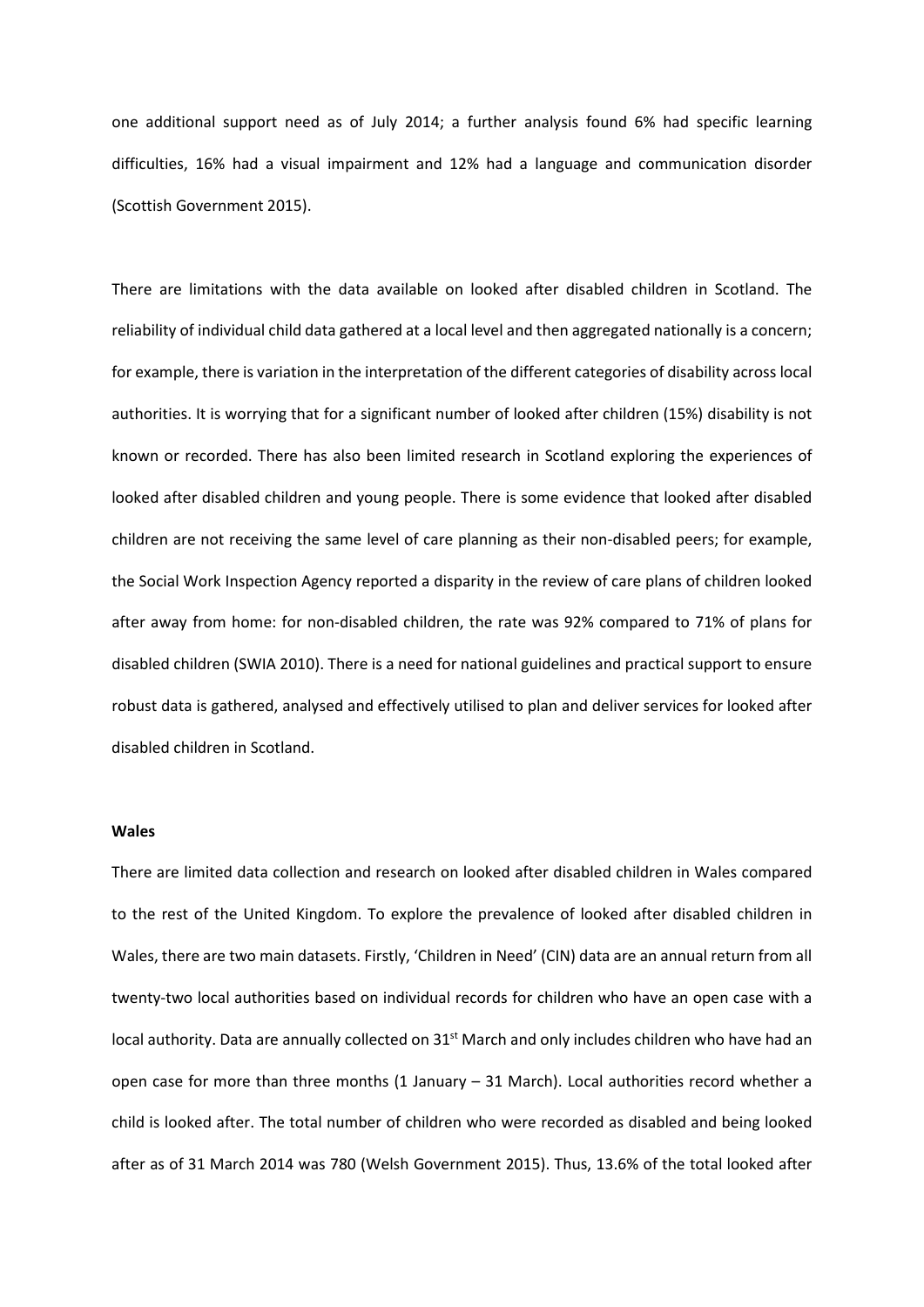one additional support need as of July 2014; a further analysis found 6% had specific learning difficulties, 16% had a visual impairment and 12% had a language and communication disorder (Scottish Government 2015).

There are limitations with the data available on looked after disabled children in Scotland. The reliability of individual child data gathered at a local level and then aggregated nationally is a concern; for example, there is variation in the interpretation of the different categories of disability across local authorities. It is worrying that for a significant number of looked after children (15%) disability is not known or recorded. There has also been limited research in Scotland exploring the experiences of looked after disabled children and young people. There is some evidence that looked after disabled children are not receiving the same level of care planning as their non-disabled peers; for example, the Social Work Inspection Agency reported a disparity in the review of care plans of children looked after away from home: for non-disabled children, the rate was 92% compared to 71% of plans for disabled children (SWIA 2010). There is a need for national guidelines and practical support to ensure robust data is gathered, analysed and effectively utilised to plan and deliver services for looked after disabled children in Scotland.

**Wales**

There are limited data collection and research on looked after disabled children in Wales compared to the rest of the United Kingdom. To explore the prevalence of looked after disabled children in Wales, there are two main datasets. Firstly, 'Children in Need' (CIN) data are an annual return from all twenty-two local authorities based on individual records for children who have an open case with a local authority. Data are annually collected on 31st March and only includes children who have had an open case for more than three months (1 January – 31 March). Local authorities record whether a child is looked after. The total number of children who were recorded as disabled and being looked after as of 31 March 2014 was 780 (Welsh Government 2015). Thus, 13.6% of the total looked after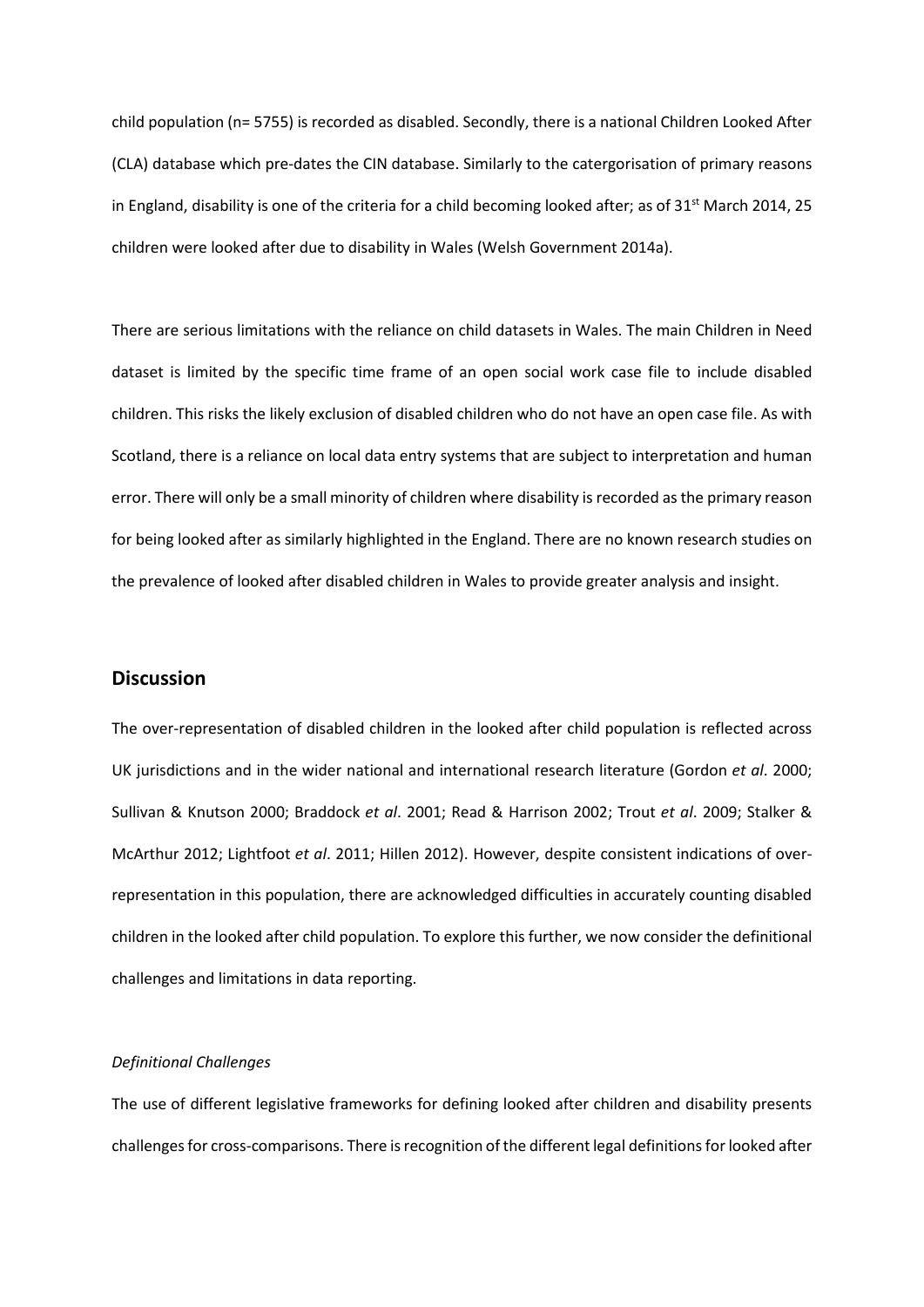child population (n= 5755) is recorded as disabled. Secondly, there is a national Children Looked After (CLA) database which pre-dates the CIN database. Similarly to the catergorisation of primary reasons in England, disability is one of the criteria for a child becoming looked after; as of 31st March 2014, 25 children were looked after due to disability in Wales (Welsh Government 2014a).

There are serious limitations with the reliance on child datasets in Wales. The main Children in Need dataset is limited by the specific time frame of an open social work case file to include disabled children. This risks the likely exclusion of disabled children who do not have an open case file. As with Scotland, there is a reliance on local data entry systems that are subject to interpretation and human error. There will only be a small minority of children where disability is recorded as the primary reason for being looked after as similarly highlighted in the England. There are no known research studies on the prevalence of looked after disabled children in Wales to provide greater analysis and insight.

## Discussion

The over-representation of disabled children in the looked after child population is reflected across UK jurisdictions and in the wider national and international research literature (Gordon *et al*. 2000; Sullivan & Knutson 2000; Braddock *et al*. 2001; Read & Harrison 2002; Trout *et al*. 2009; Stalker & McArthur 2012; Lightfoot *et al*. 2011; Hillen 2012). However, despite consistent indications of over-representation in this population, there are acknowledged difficulties in accurately counting disabled children in the looked after child population. To explore this further, we now consider the definitional challenges and limitations in data reporting.

*Definitional Challenges*

The use of different legislative frameworks for defining looked after children and disability presents challenges for cross-comparisons. There is recognition of the different legal definitions for looked after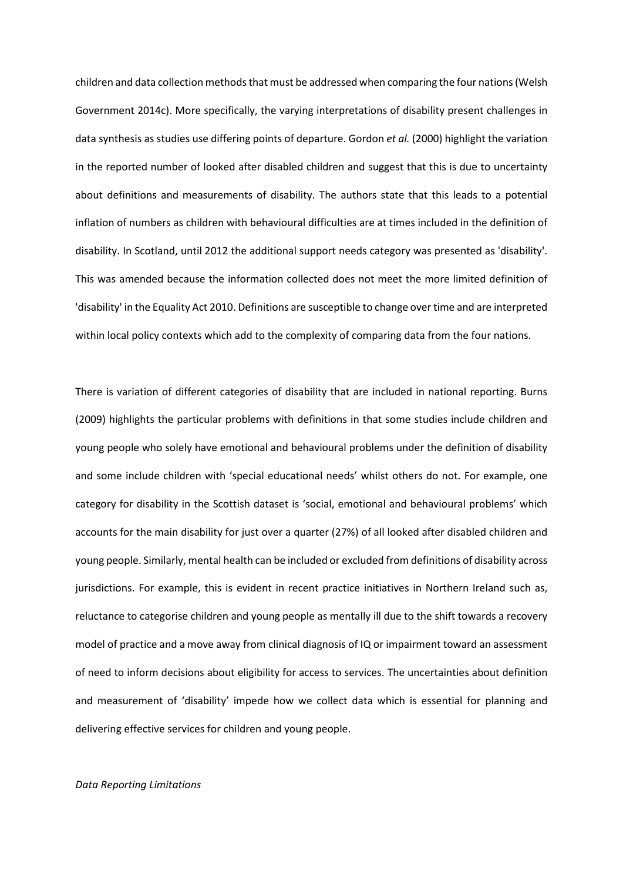children and data collection methods that must be addressed when comparing the four nations (Welsh Government 2014c). More specifically, the varying interpretations of disability present challenges in data synthesis as studies use differing points of departure. Gordon *et al.* (2000) highlight the variation in the reported number of looked after disabled children and suggest that this is due to uncertainty about definitions and measurements of disability. The authors state that this leads to a potential inflation of numbers as children with behavioural difficulties are at times included in the definition of disability. In Scotland, until 2012 the additional support needs category was presented as 'disability'. This was amended because the information collected does not meet the more limited definition of 'disability' in the Equality Act 2010. Definitions are susceptible to change over time and are interpreted within local policy contexts which add to the complexity of comparing data from the four nations.

There is variation of different categories of disability that are included in national reporting. Burns (2009) highlights the particular problems with definitions in that some studies include children and young people who solely have emotional and behavioural problems under the definition of disability and some include children with 'special educational needs' whilst others do not. For example, one category for disability in the Scottish dataset is 'social, emotional and behavioural problems' which accounts for the main disability for just over a quarter (27%) of all looked after disabled children and young people. Similarly, mental health can be included or excluded from definitions of disability across jurisdictions. For example, this is evident in recent practice initiatives in Northern Ireland such as, reluctance to categorise children and young people as mentally ill due to the shift towards a recovery model of practice and a move away from clinical diagnosis of IQ or impairment toward an assessment of need to inform decisions about eligibility for access to services. The uncertainties about definition and measurement of 'disability' impede how we collect data which is essential for planning and delivering effective services for children and young people.

*Data Reporting Limitations*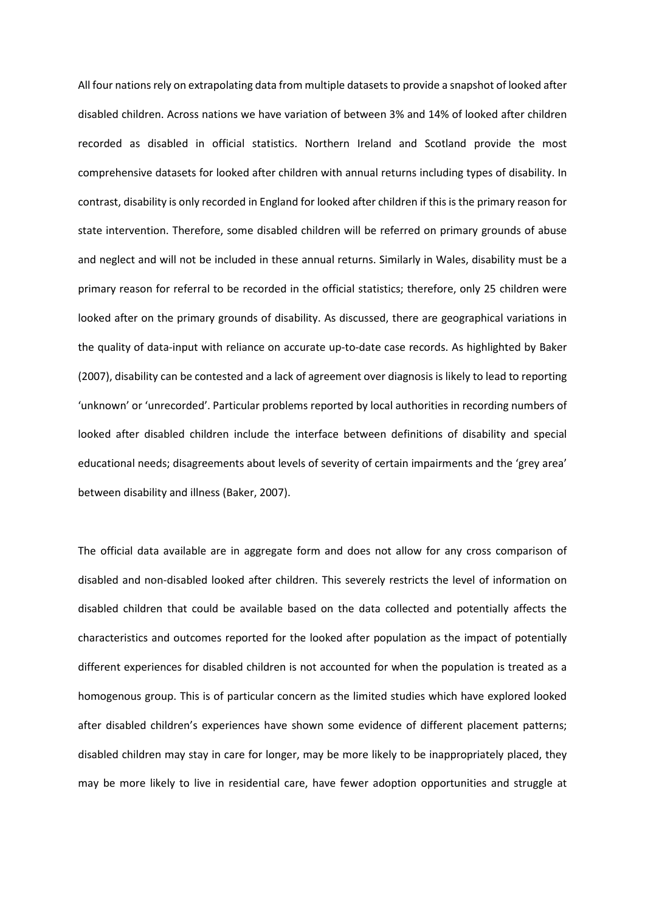All four nations rely on extrapolating data from multiple datasets to provide a snapshot of looked after disabled children. Across nations we have variation of between 3% and 14% of looked after children recorded as disabled in official statistics. Northern Ireland and Scotland provide the most comprehensive datasets for looked after children with annual returns including types of disability. In contrast, disability is only recorded in England for looked after children if this is the primary reason for state intervention. Therefore, some disabled children will be referred on primary grounds of abuse and neglect and will not be included in these annual returns. Similarly in Wales, disability must be a primary reason for referral to be recorded in the official statistics; therefore, only 25 children were looked after on the primary grounds of disability. As discussed, there are geographical variations in the quality of data-input with reliance on accurate up-to-date case records. As highlighted by Baker (2007), disability can be contested and a lack of agreement over diagnosis is likely to lead to reporting 'unknown' or 'unrecorded'. Particular problems reported by local authorities in recording numbers of looked after disabled children include the interface between definitions of disability and special educational needs; disagreements about levels of severity of certain impairments and the 'grey area' between disability and illness (Baker, 2007).

The official data available are in aggregate form and does not allow for any cross comparison of disabled and non-disabled looked after children. This severely restricts the level of information on disabled children that could be available based on the data collected and potentially affects the characteristics and outcomes reported for the looked after population as the impact of potentially different experiences for disabled children is not accounted for when the population is treated as a homogenous group. This is of particular concern as the limited studies which have explored looked after disabled children's experiences have shown some evidence of different placement patterns; disabled children may stay in care for longer, may be more likely to be inappropriately placed, they may be more likely to live in residential care, have fewer adoption opportunities and struggle at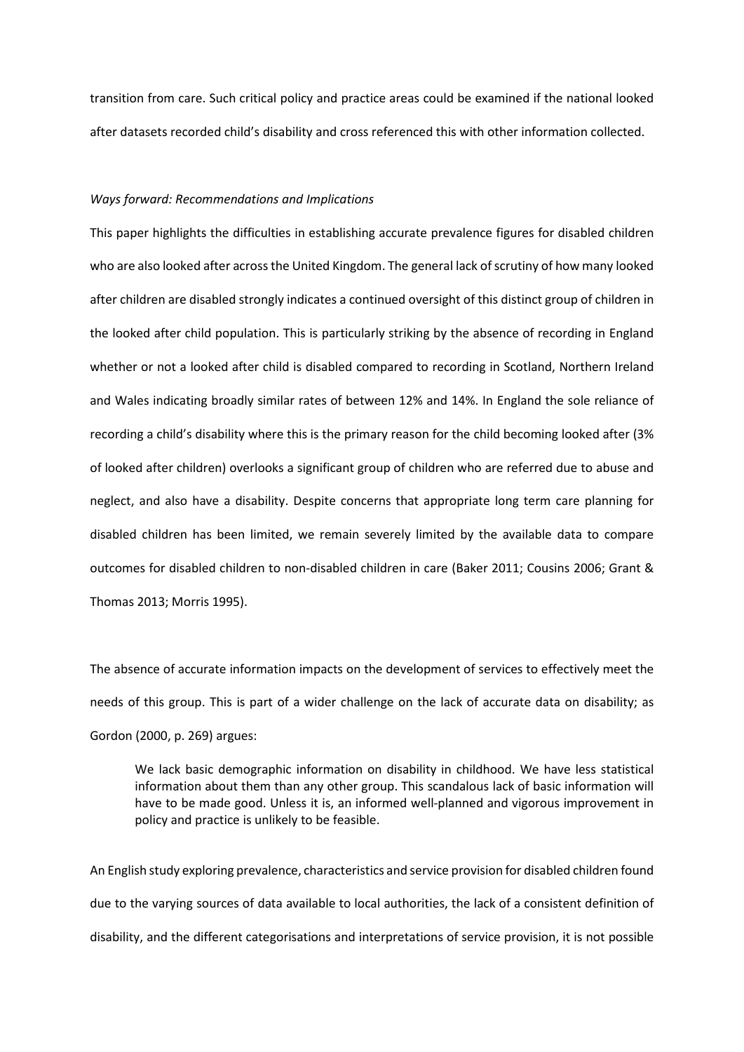transition from care. Such critical policy and practice areas could be examined if the national looked after datasets recorded child's disability and cross referenced this with other information collected.

*Ways forward: Recommendations and Implications*

This paper highlights the difficulties in establishing accurate prevalence figures for disabled children who are also looked after across the United Kingdom. The general lack of scrutiny of how many looked after children are disabled strongly indicates a continued oversight of this distinct group of children in the looked after child population. This is particularly striking by the absence of recording in England whether or not a looked after child is disabled compared to recording in Scotland, Northern Ireland and Wales indicating broadly similar rates of between 12% and 14%. In England the sole reliance of recording a child's disability where this is the primary reason for the child becoming looked after (3% of looked after children) overlooks a significant group of children who are referred due to abuse and neglect, and also have a disability. Despite concerns that appropriate long term care planning for disabled children has been limited, we remain severely limited by the available data to compare outcomes for disabled children to non-disabled children in care (Baker 2011; Cousins 2006; Grant & Thomas 2013; Morris 1995).

The absence of accurate information impacts on the development of services to effectively meet the needs of this group. This is part of a wider challenge on the lack of accurate data on disability; as Gordon (2000, p. 269) argues:

> We lack basic demographic information on disability in childhood. We have less statistical information about them than any other group. This scandalous lack of basic information will have to be made good. Unless it is, an informed well-planned and vigorous improvement in policy and practice is unlikely to be feasible.

An English study exploring prevalence, characteristics and service provision for disabled children found due to the varying sources of data available to local authorities, the lack of a consistent definition of disability, and the different categorisations and interpretations of service provision, it is not possible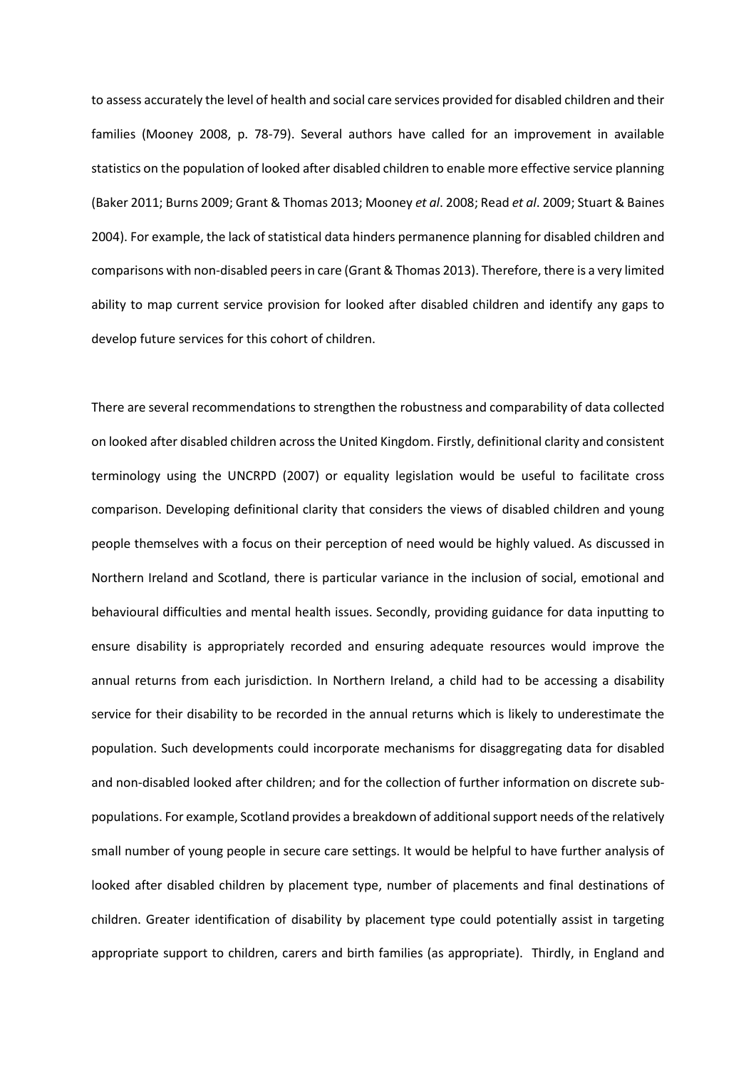to assess accurately the level of health and social care services provided for disabled children and their families (Mooney 2008, p. 78-79). Several authors have called for an improvement in available statistics on the population of looked after disabled children to enable more effective service planning (Baker 2011; Burns 2009; Grant & Thomas 2013; Mooney *et al*. 2008; Read *et al*. 2009; Stuart & Baines 2004). For example, the lack of statistical data hinders permanence planning for disabled children and comparisons with non-disabled peers in care (Grant & Thomas 2013). Therefore, there is a very limited ability to map current service provision for looked after disabled children and identify any gaps to develop future services for this cohort of children.

There are several recommendations to strengthen the robustness and comparability of data collected on looked after disabled children across the United Kingdom. Firstly, definitional clarity and consistent terminology using the UNCRPD (2007) or equality legislation would be useful to facilitate cross comparison. Developing definitional clarity that considers the views of disabled children and young people themselves with a focus on their perception of need would be highly valued. As discussed in Northern Ireland and Scotland, there is particular variance in the inclusion of social, emotional and behavioural difficulties and mental health issues. Secondly, providing guidance for data inputting to ensure disability is appropriately recorded and ensuring adequate resources would improve the annual returns from each jurisdiction. In Northern Ireland, a child had to be accessing a disability service for their disability to be recorded in the annual returns which is likely to underestimate the population. Such developments could incorporate mechanisms for disaggregating data for disabled and non-disabled looked after children; and for the collection of further information on discrete sub-populations. For example, Scotland provides a breakdown of additional support needs of the relatively small number of young people in secure care settings. It would be helpful to have further analysis of looked after disabled children by placement type, number of placements and final destinations of children. Greater identification of disability by placement type could potentially assist in targeting appropriate support to children, carers and birth families (as appropriate). Thirdly, in England and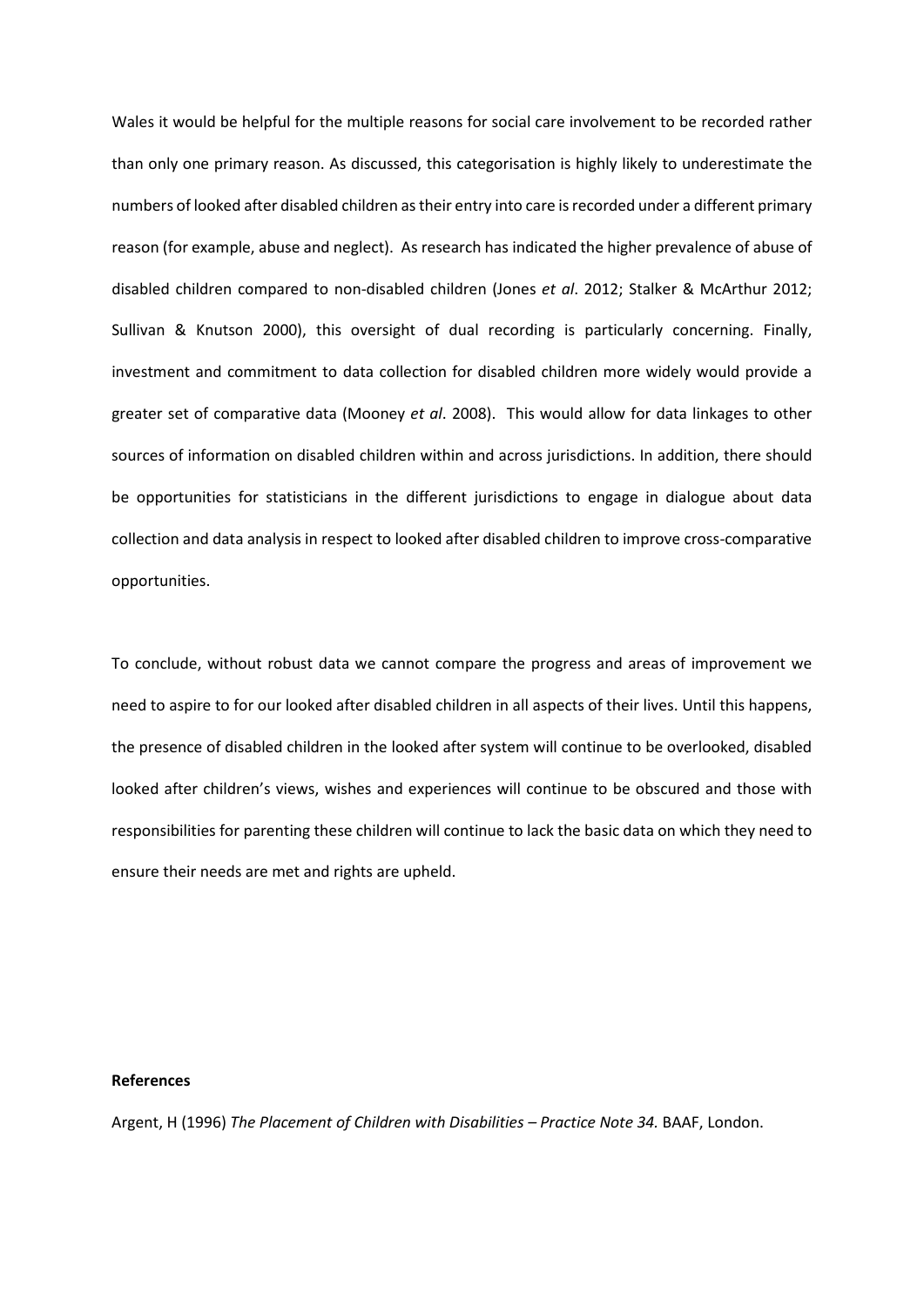Wales it would be helpful for the multiple reasons for social care involvement to be recorded rather than only one primary reason. As discussed, this categorisation is highly likely to underestimate the numbers of looked after disabled children as their entry into care is recorded under a different primary reason (for example, abuse and neglect). As research has indicated the higher prevalence of abuse of disabled children compared to non-disabled children (Jones *et al*. 2012; Stalker & McArthur 2012; Sullivan & Knutson 2000), this oversight of dual recording is particularly concerning. Finally, investment and commitment to data collection for disabled children more widely would provide a greater set of comparative data (Mooney *et al*. 2008). This would allow for data linkages to other sources of information on disabled children within and across jurisdictions. In addition, there should be opportunities for statisticians in the different jurisdictions to engage in dialogue about data collection and data analysis in respect to looked after disabled children to improve cross-comparative opportunities.

To conclude, without robust data we cannot compare the progress and areas of improvement we need to aspire to for our looked after disabled children in all aspects of their lives. Until this happens, the presence of disabled children in the looked after system will continue to be overlooked, disabled looked after children's views, wishes and experiences will continue to be obscured and those with responsibilities for parenting these children will continue to lack the basic data on which they need to ensure their needs are met and rights are upheld.

**References**

Argent, H (1996) *The Placement of Children with Disabilities – Practice Note 34.* BAAF, London.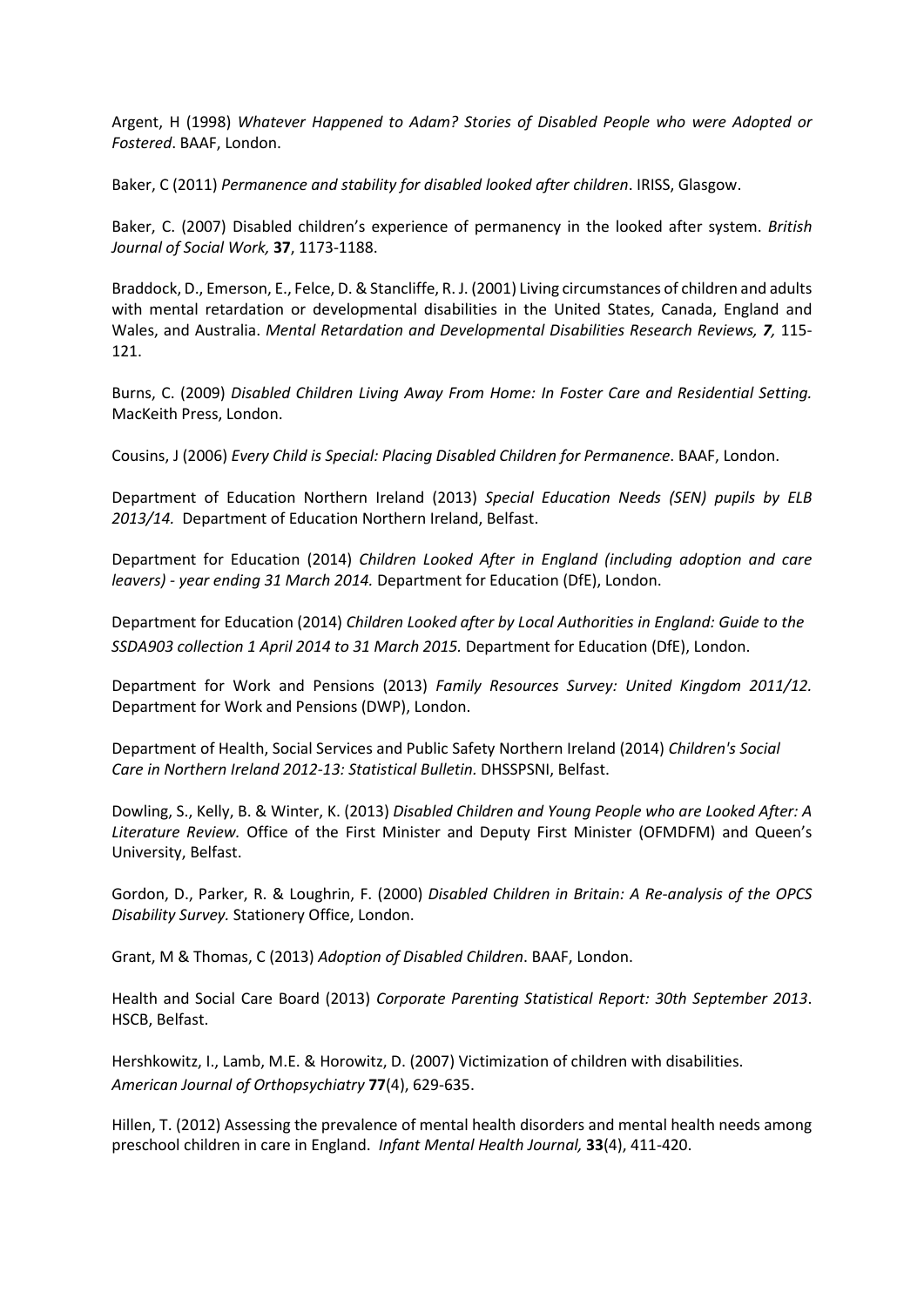Argent, H (1998) *Whatever Happened to Adam? Stories of Disabled People who were Adopted or Fostered*. BAAF, London.

Baker, C (2011) *Permanence and stability for disabled looked after children*. IRISS, Glasgow.

Baker, C. (2007) Disabled children's experience of permanency in the looked after system. *British Journal of Social Work,* **37**, 1173-1188.

Braddock, D., Emerson, E., Felce, D. & Stancliffe, R. J. (2001) Living circumstances of children and adults with mental retardation or developmental disabilities in the United States, Canada, England and Wales, and Australia. *Mental Retardation and Developmental Disabilities Research Reviews,* ***7***, 115-121.

Burns, C. (2009) *Disabled Children Living Away From Home: In Foster Care and Residential Setting.* MacKeith Press, London.

Cousins, J (2006) *Every Child is Special: Placing Disabled Children for Permanence*. BAAF, London.

Department of Education Northern Ireland (2013) *Special Education Needs (SEN) pupils by ELB 2013/14.* Department of Education Northern Ireland, Belfast.

Department for Education (2014) *Children Looked After in England (including adoption and care leavers) - year ending 31 March 2014.* Department for Education (DfE), London.

Department for Education (2014) *Children Looked after by Local Authorities in England: Guide to the SSDA903 collection 1 April 2014 to 31 March 2015.* Department for Education (DfE), London.

Department for Work and Pensions (2013) *Family Resources Survey: United Kingdom 2011/12.* Department for Work and Pensions (DWP), London.

Department of Health, Social Services and Public Safety Northern Ireland (2014) *Children's Social Care in Northern Ireland 2012-13: Statistical Bulletin.* DHSSPSNI, Belfast.

Dowling, S., Kelly, B. & Winter, K. (2013) *Disabled Children and Young People who are Looked After: A Literature Review.* Office of the First Minister and Deputy First Minister (OFMDFM) and Queen's University, Belfast.

Gordon, D., Parker, R. & Loughrin, F. (2000) *Disabled Children in Britain: A Re-analysis of the OPCS Disability Survey.* Stationery Office, London.

Grant, M & Thomas, C (2013) *Adoption of Disabled Children*. BAAF, London.

Health and Social Care Board (2013) *Corporate Parenting Statistical Report: 30th September 2013*. HSCB, Belfast.

Hershkowitz, I., Lamb, M.E. & Horowitz, D. (2007) Victimization of children with disabilities. *American Journal of Orthopsychiatry* **77**(4), 629-635.

Hillen, T. (2012) Assessing the prevalence of mental health disorders and mental health needs among preschool children in care in England. *Infant Mental Health Journal,* **33**(4), 411-420.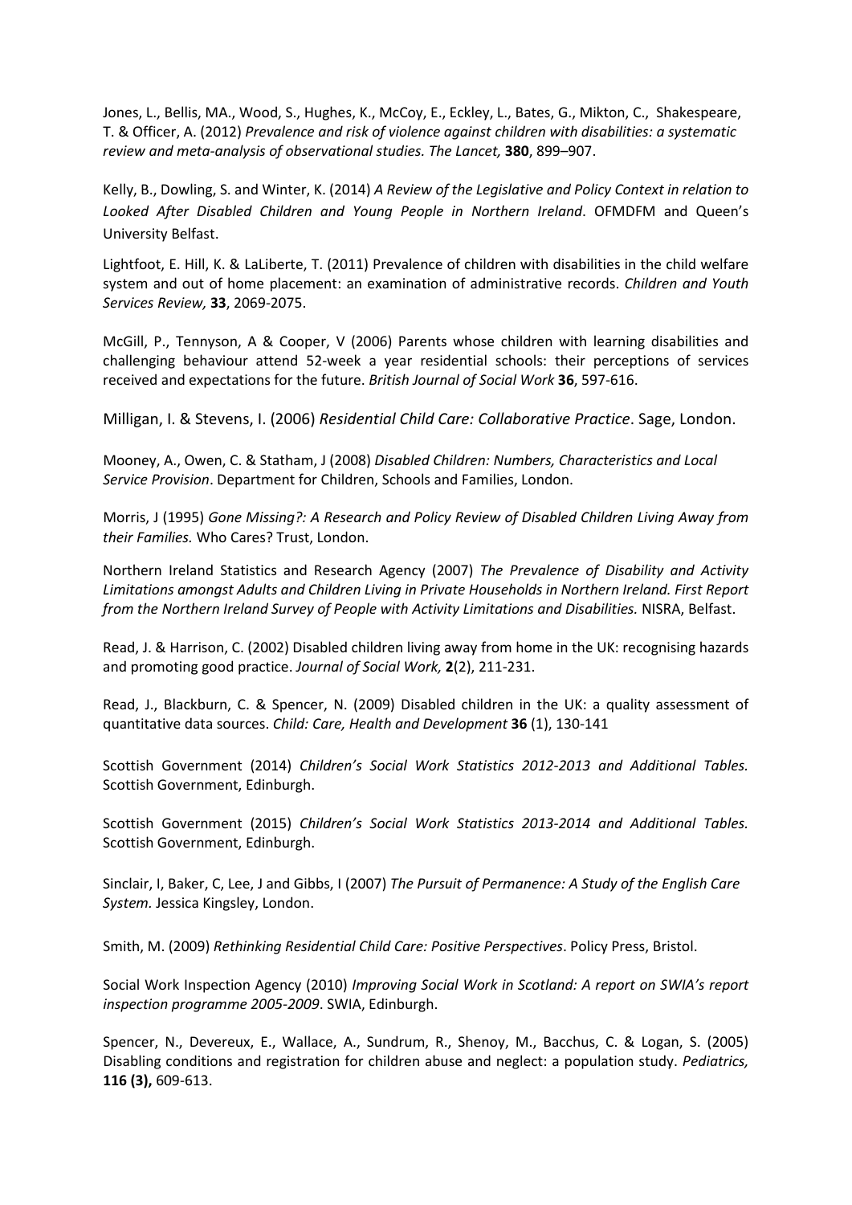Jones, L., Bellis, MA., Wood, S., Hughes, K., McCoy, E., Eckley, L., Bates, G., Mikton, C., Shakespeare, T. & Officer, A. (2012) *Prevalence and risk of violence against children with disabilities: a systematic review and meta-analysis of observational studies. The Lancet,* **380**, 899–907.

Kelly, B., Dowling, S. and Winter, K. (2014) *A Review of the Legislative and Policy Context in relation to Looked After Disabled Children and Young People in Northern Ireland*. OFMDFM and Queen's University Belfast.

Lightfoot, E. Hill, K. & LaLiberte, T. (2011) Prevalence of children with disabilities in the child welfare system and out of home placement: an examination of administrative records. *Children and Youth Services Review,* **33**, 2069-2075.

McGill, P., Tennyson, A & Cooper, V (2006) Parents whose children with learning disabilities and challenging behaviour attend 52-week a year residential schools: their perceptions of services received and expectations for the future. *British Journal of Social Work* **36**, 597-616.

Milligan, I. & Stevens, I. (2006) *Residential Child Care: Collaborative Practice*. Sage, London.

Mooney, A., Owen, C. & Statham, J (2008) *Disabled Children: Numbers, Characteristics and Local Service Provision*. Department for Children, Schools and Families, London.

Morris, J (1995) *Gone Missing?: A Research and Policy Review of Disabled Children Living Away from their Families.* Who Cares? Trust, London.

Northern Ireland Statistics and Research Agency (2007) *The Prevalence of Disability and Activity Limitations amongst Adults and Children Living in Private Households in Northern Ireland. First Report from the Northern Ireland Survey of People with Activity Limitations and Disabilities.* NISRA, Belfast.

Read, J. & Harrison, C. (2002) Disabled children living away from home in the UK: recognising hazards and promoting good practice. *Journal of Social Work,* **2**(2), 211-231.

Read, J., Blackburn, C. & Spencer, N. (2009) Disabled children in the UK: a quality assessment of quantitative data sources. *Child: Care, Health and Development* **36** (1), 130-141

Scottish Government (2014) *Children's Social Work Statistics 2012-2013 and Additional Tables.* Scottish Government, Edinburgh.

Scottish Government (2015) *Children's Social Work Statistics 2013-2014 and Additional Tables.* Scottish Government, Edinburgh.

Sinclair, I, Baker, C, Lee, J and Gibbs, I (2007) *The Pursuit of Permanence: A Study of the English Care System.* Jessica Kingsley, London.

Smith, M. (2009) *Rethinking Residential Child Care: Positive Perspectives*. Policy Press, Bristol.

Social Work Inspection Agency (2010) *Improving Social Work in Scotland: A report on SWIA's report inspection programme 2005-2009*. SWIA, Edinburgh.

Spencer, N., Devereux, E., Wallace, A., Sundrum, R., Shenoy, M., Bacchus, C. & Logan, S. (2005) Disabling conditions and registration for children abuse and neglect: a population study. *Pediatrics,* **116 (3),** 609-613.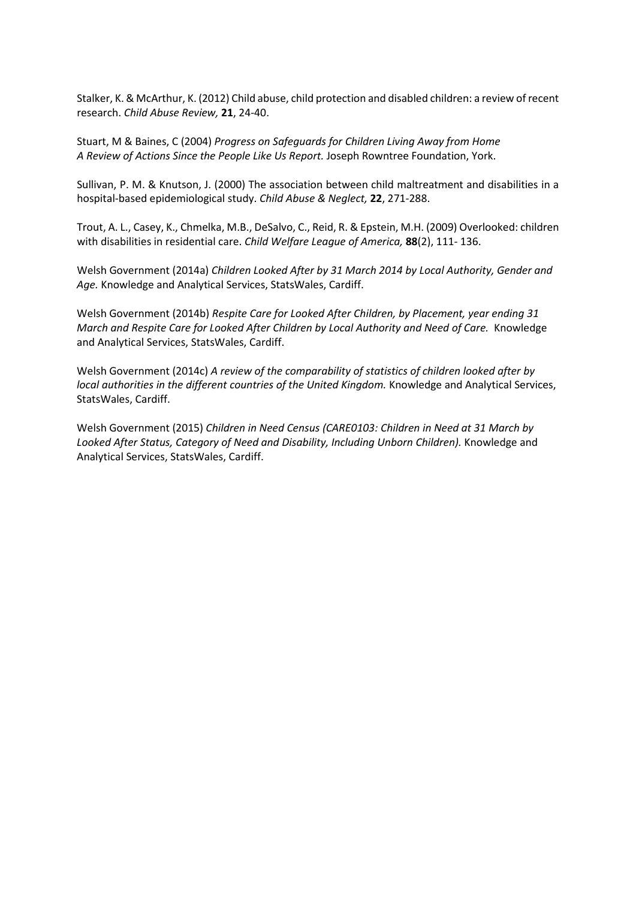Stalker, K. & McArthur, K. (2012) Child abuse, child protection and disabled children: a review of recent research. *Child Abuse Review,* **21**, 24-40.

Stuart, M & Baines, C (2004) *Progress on Safeguards for Children Living Away from Home A Review of Actions Since the People Like Us Report.* Joseph Rowntree Foundation, York.

Sullivan, P. M. & Knutson, J. (2000) The association between child maltreatment and disabilities in a hospital-based epidemiological study. *Child Abuse & Neglect,* **22**, 271-288.

Trout, A. L., Casey, K., Chmelka, M.B., DeSalvo, C., Reid, R. & Epstein, M.H. (2009) Overlooked: children with disabilities in residential care. *Child Welfare League of America,* **88**(2), 111- 136.

Welsh Government (2014a) *Children Looked After by 31 March 2014 by Local Authority, Gender and Age.* Knowledge and Analytical Services, StatsWales, Cardiff.

Welsh Government (2014b) *Respite Care for Looked After Children, by Placement, year ending 31 March and Respite Care for Looked After Children by Local Authority and Need of Care.* Knowledge and Analytical Services, StatsWales, Cardiff.

Welsh Government (2014c) *A review of the comparability of statistics of children looked after by local authorities in the different countries of the United Kingdom.* Knowledge and Analytical Services, StatsWales, Cardiff.

Welsh Government (2015) *Children in Need Census (CARE0103: Children in Need at 31 March by Looked After Status, Category of Need and Disability, Including Unborn Children).* Knowledge and Analytical Services, StatsWales, Cardiff.